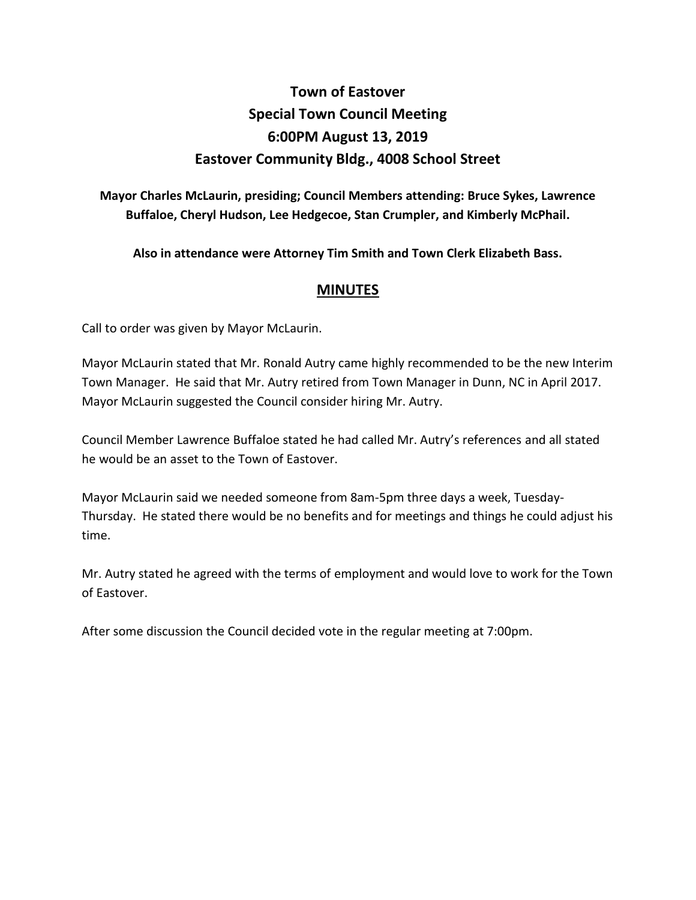# Town of Eastover
# Special Town Council Meeting
# 6:00PM August 13, 2019
# Eastover Community Bldg., 4008 School Street

**Mayor Charles McLaurin, presiding; Council Members attending: Bruce Sykes, Lawrence Buffaloe, Cheryl Hudson, Lee Hedgecoe, Stan Crumpler, and Kimberly McPhail.**

**Also in attendance were Attorney Tim Smith and Town Clerk Elizabeth Bass.**

## MINUTES

Call to order was given by Mayor McLaurin.

Mayor McLaurin stated that Mr. Ronald Autry came highly recommended to be the new Interim Town Manager. He said that Mr. Autry retired from Town Manager in Dunn, NC in April 2017. Mayor McLaurin suggested the Council consider hiring Mr. Autry.

Council Member Lawrence Buffaloe stated he had called Mr. Autry's references and all stated he would be an asset to the Town of Eastover.

Mayor McLaurin said we needed someone from 8am-5pm three days a week, Tuesday-Thursday. He stated there would be no benefits and for meetings and things he could adjust his time.

Mr. Autry stated he agreed with the terms of employment and would love to work for the Town of Eastover.

After some discussion the Council decided vote in the regular meeting at 7:00pm.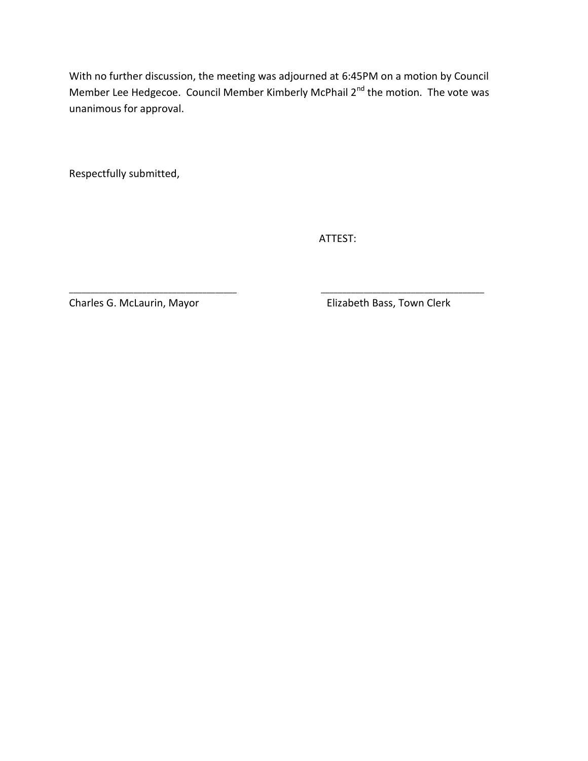With no further discussion, the meeting was adjourned at 6:45PM on a motion by Council Member Lee Hedgecoe. Council Member Kimberly McPhail 2nd the motion. The vote was unanimous for approval.

Respectfully submitted,

ATTEST:

______________________________ ______________________________

Charles G. McLaurin, Mayor Elizabeth Bass, Town Clerk